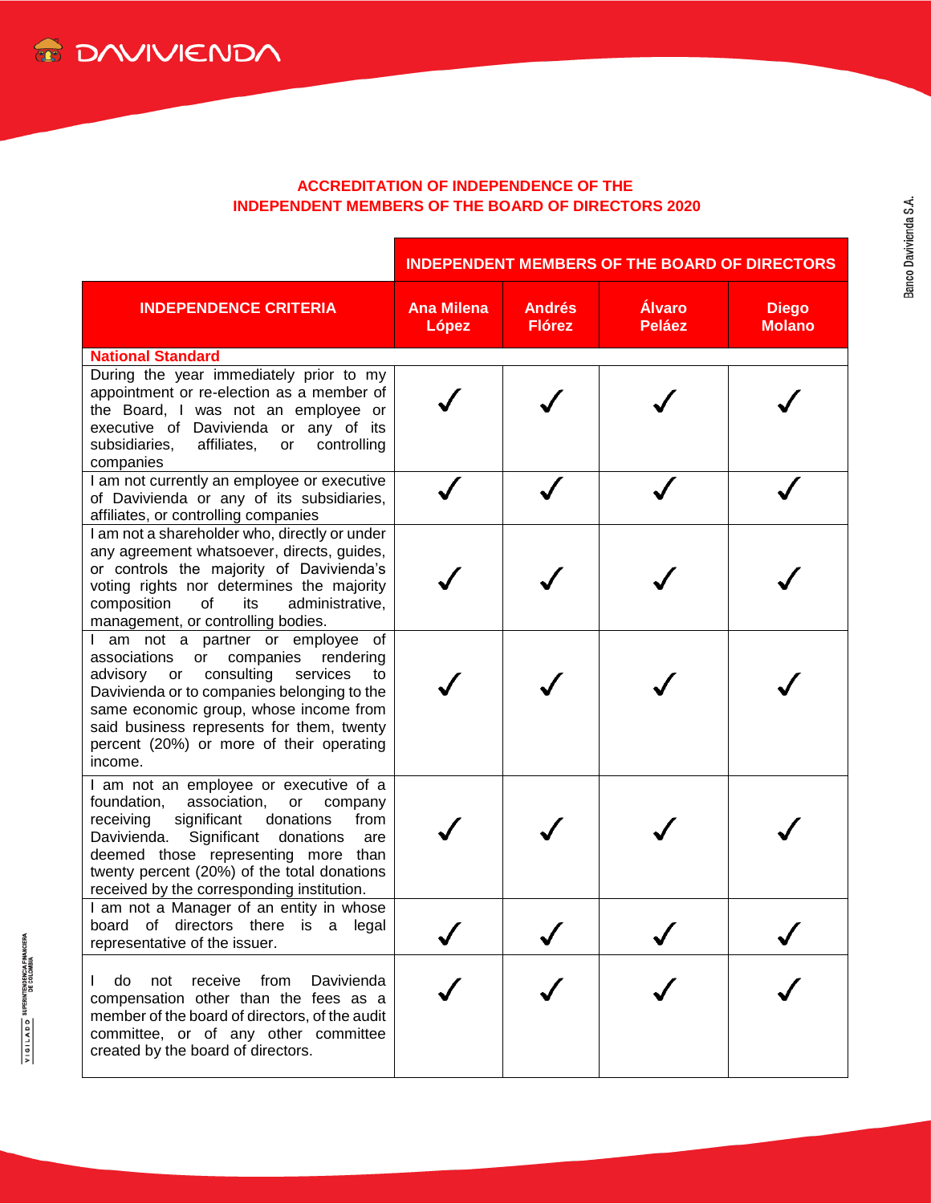## ACCREDITATION OF INDEPENDENCE OF THE INDEPENDENT MEMBERS OF THE BOARD OF DIRECTORS 2020

| | INDEPENDENT MEMBERS OF THE BOARD OF DIRECTORS | | | |
|---|---|---|---|---|
| **INDEPENDENCE CRITERIA** | **Ana Milena López** | **Andrés Flórez** | **Álvaro Peláez** | **Diego Molano** |
| **National Standard** | | | | |
| During the year immediately prior to my appointment or re-election as a member of the Board, I was not an employee or executive of Davivienda or any of its subsidiaries, affiliates, or controlling companies | ✓ | ✓ | ✓ | ✓ |
| I am not currently an employee or executive of Davivienda or any of its subsidiaries, affiliates, or controlling companies | ✓ | ✓ | ✓ | ✓ |
| I am not a shareholder who, directly or under any agreement whatsoever, directs, guides, or controls the majority of Davivienda's voting rights nor determines the majority composition of its administrative, management, or controlling bodies. | ✓ | ✓ | ✓ | ✓ |
| I am not a partner or employee of associations or companies rendering advisory or consulting services to Davivienda or to companies belonging to the same economic group, whose income from said business represents for them, twenty percent (20%) or more of their operating income. | ✓ | ✓ | ✓ | ✓ |
| I am not an employee or executive of a foundation, association, or company receiving significant donations from Davivienda. Significant donations are deemed those representing more than twenty percent (20%) of the total donations received by the corresponding institution. | ✓ | ✓ | ✓ | ✓ |
| I am not a Manager of an entity in whose board of directors there is a legal representative of the issuer. | ✓ | ✓ | ✓ | ✓ |
| I do not receive from Davivienda compensation other than the fees as a member of the board of directors, of the audit committee, or of any other committee created by the board of directors. | ✓ | ✓ | ✓ | ✓ |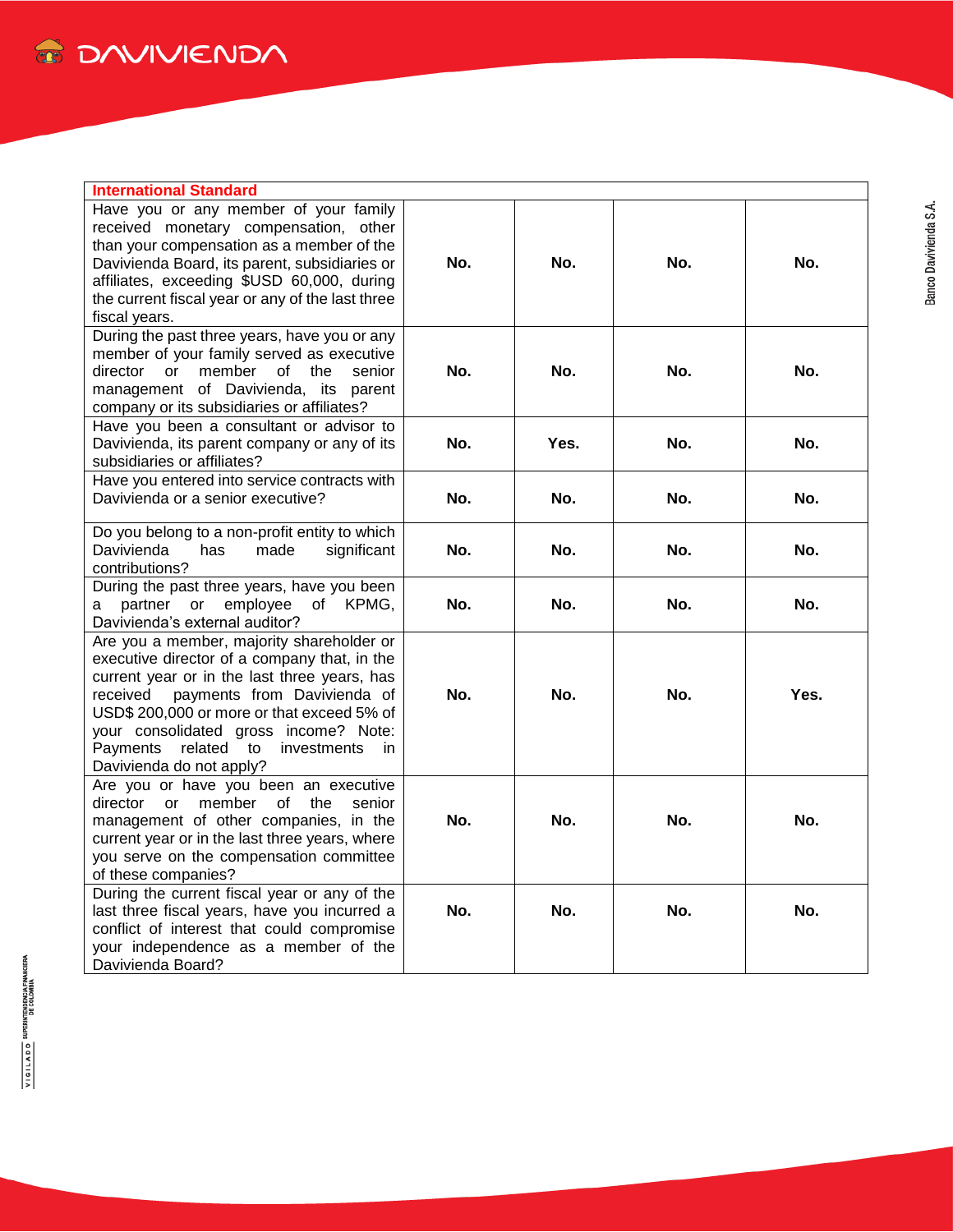| International Standard | | | | |
|---|---|---|---|---|
| Have you or any member of your family received monetary compensation, other than your compensation as a member of the Davivienda Board, its parent, subsidiaries or affiliates, exceeding $USD 60,000, during the current fiscal year or any of the last three fiscal years. | **No.** | **No.** | **No.** | **No.** |
| During the past three years, have you or any member of your family served as executive director or member of the senior management of Davivienda, its parent company or its subsidiaries or affiliates? | **No.** | **No.** | **No.** | **No.** |
| Have you been a consultant or advisor to Davivienda, its parent company or any of its subsidiaries or affiliates? | **No.** | **Yes.** | **No.** | **No.** |
| Have you entered into service contracts with Davivienda or a senior executive? | **No.** | **No.** | **No.** | **No.** |
| Do you belong to a non-profit entity to which Davivienda has made significant contributions? | **No.** | **No.** | **No.** | **No.** |
| During the past three years, have you been a partner or employee of KPMG, Davivienda's external auditor? | **No.** | **No.** | **No.** | **No.** |
| Are you a member, majority shareholder or executive director of a company that, in the current year or in the last three years, has received payments from Davivienda of USD$ 200,000 or more or that exceed 5% of your consolidated gross income? Note: Payments related to investments in Davivienda do not apply? | **No.** | **No.** | **No.** | **Yes.** |
| Are you or have you been an executive director or member of the senior management of other companies, in the current year or in the last three years, where you serve on the compensation committee of these companies? | **No.** | **No.** | **No.** | **No.** |
| During the current fiscal year or any of the last three fiscal years, have you incurred a conflict of interest that could compromise your independence as a member of the Davivienda Board? | **No.** | **No.** | **No.** | **No.** |